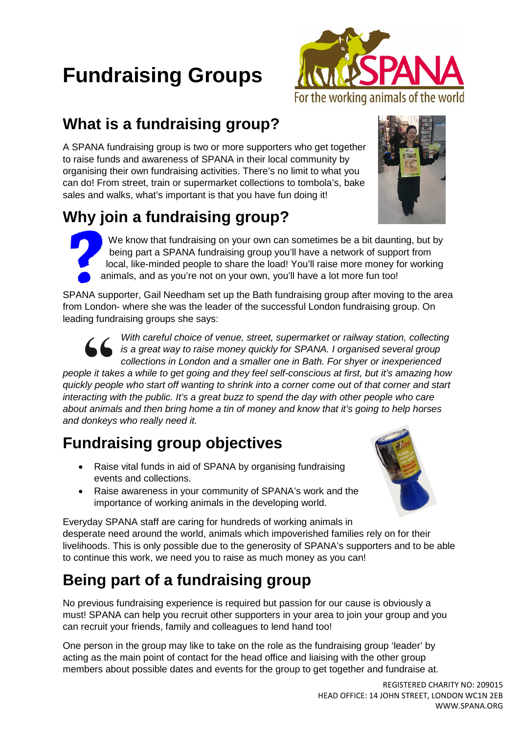# Fundraising Groups

SPANA
For the working animals of the world

## What is a fundraising group?

A SPANA fundraising group is two or more supporters who get together to raise funds and awareness of SPANA in their local community by organising their own fundraising activities. There's no limit to what you can do! From street, train or supermarket collections to tombola's, bake sales and walks, what's important is that you have fun doing it!

## Why join a fundraising group?

We know that fundraising on your own can sometimes be a bit daunting, but by being part a SPANA fundraising group you'll have a network of support from local, like-minded people to share the load! You'll raise more money for working animals, and as you're not on your own, you'll have a lot more fun too!

SPANA supporter, Gail Needham set up the Bath fundraising group after moving to the area from London- where she was the leader of the successful London fundraising group. On leading fundraising groups she says:

> *With careful choice of venue, street, supermarket or railway station, collecting is a great way to raise money quickly for SPANA. I organised several group collections in London and a smaller one in Bath. For shyer or inexperienced people it takes a while to get going and they feel self-conscious at first, but it's amazing how quickly people who start off wanting to shrink into a corner come out of that corner and start interacting with the public. It's a great buzz to spend the day with other people who care about animals and then bring home a tin of money and know that it's going to help horses and donkeys who really need it.*

## Fundraising group objectives

- Raise vital funds in aid of SPANA by organising fundraising events and collections.
- Raise awareness in your community of SPANA's work and the importance of working animals in the developing world.

Everyday SPANA staff are caring for hundreds of working animals in desperate need around the world, animals which impoverished families rely on for their livelihoods. This is only possible due to the generosity of SPANA's supporters and to be able to continue this work, we need you to raise as much money as you can!

## Being part of a fundraising group

No previous fundraising experience is required but passion for our cause is obviously a must! SPANA can help you recruit other supporters in your area to join your group and you can recruit your friends, family and colleagues to lend hand too!

One person in the group may like to take on the role as the fundraising group 'leader' by acting as the main point of contact for the head office and liaising with the other group members about possible dates and events for the group to get together and fundraise at.

REGISTERED CHARITY NO: 209015
HEAD OFFICE: 14 JOHN STREET, LONDON WC1N 2EB
WWW.SPANA.ORG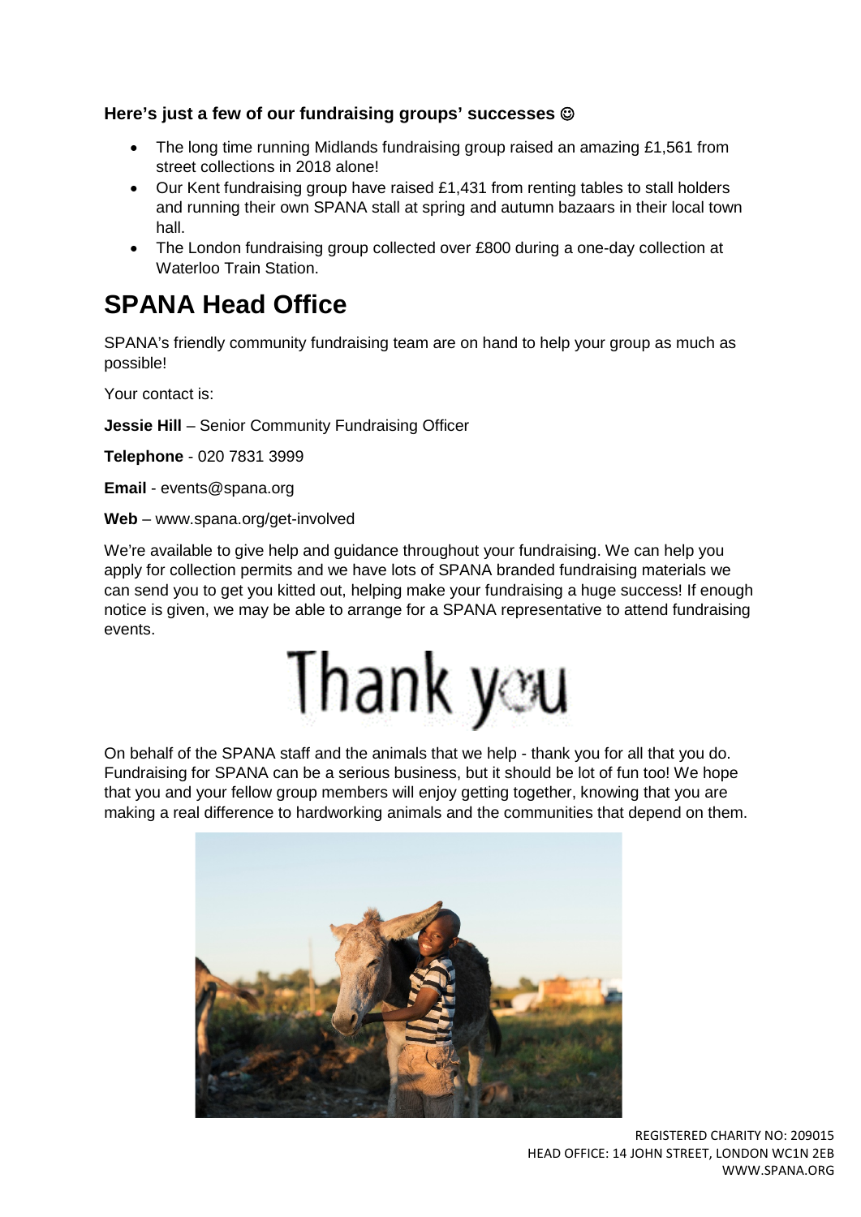**Here's just a few of our fundraising groups' successes ☺**

- The long time running Midlands fundraising group raised an amazing £1,561 from street collections in 2018 alone!
- Our Kent fundraising group have raised £1,431 from renting tables to stall holders and running their own SPANA stall at spring and autumn bazaars in their local town hall.
- The London fundraising group collected over £800 during a one-day collection at Waterloo Train Station.

# SPANA Head Office

SPANA's friendly community fundraising team are on hand to help your group as much as possible!

Your contact is:

**Jessie Hill** – Senior Community Fundraising Officer

**Telephone** - 020 7831 3999

**Email** - events@spana.org

**Web** – www.spana.org/get-involved

We're available to give help and guidance throughout your fundraising. We can help you apply for collection permits and we have lots of SPANA branded fundraising materials we can send you to get you kitted out, helping make your fundraising a huge success! If enough notice is given, we may be able to arrange for a SPANA representative to attend fundraising events.

Thank you

On behalf of the SPANA staff and the animals that we help - thank you for all that you do. Fundraising for SPANA can be a serious business, but it should be lot of fun too! We hope that you and your fellow group members will enjoy getting together, knowing that you are making a real difference to hardworking animals and the communities that depend on them.

REGISTERED CHARITY NO: 209015
HEAD OFFICE: 14 JOHN STREET, LONDON WC1N 2EB
WWW.SPANA.ORG